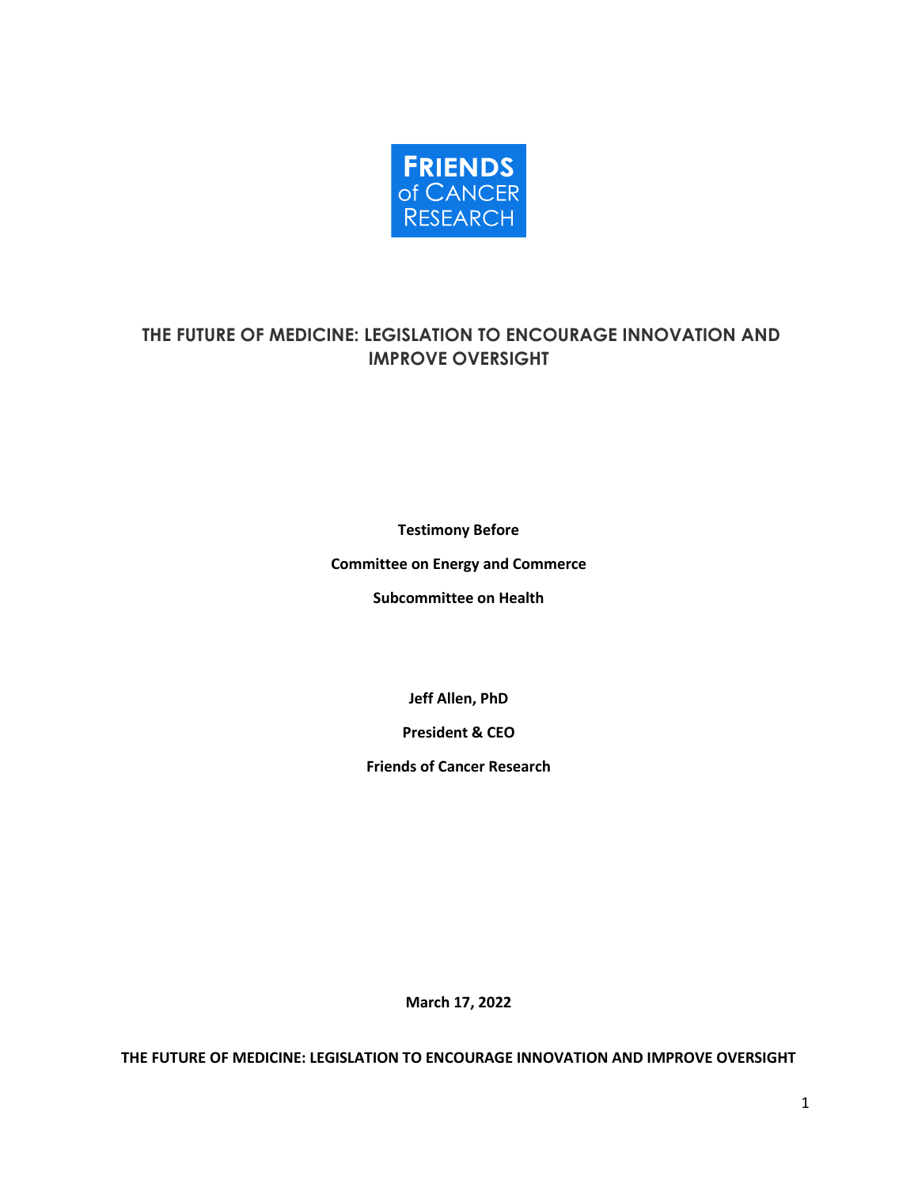FRIENDS of CANCER RESEARCH

# THE FUTURE OF MEDICINE: LEGISLATION TO ENCOURAGE INNOVATION AND IMPROVE OVERSIGHT

**Testimony Before**

**Committee on Energy and Commerce**

**Subcommittee on Health**

**Jeff Allen, PhD**

**President & CEO**

**Friends of Cancer Research**

**March 17, 2022**

**THE FUTURE OF MEDICINE: LEGISLATION TO ENCOURAGE INNOVATION AND IMPROVE OVERSIGHT**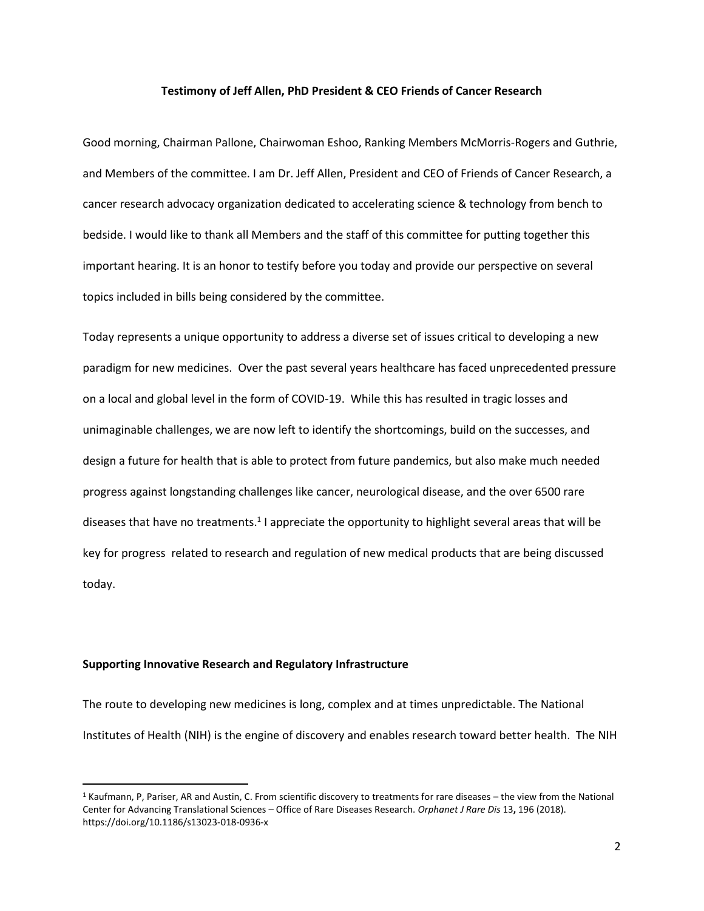**Testimony of Jeff Allen, PhD President & CEO Friends of Cancer Research**

Good morning, Chairman Pallone, Chairwoman Eshoo, Ranking Members McMorris-Rogers and Guthrie, and Members of the committee. I am Dr. Jeff Allen, President and CEO of Friends of Cancer Research, a cancer research advocacy organization dedicated to accelerating science & technology from bench to bedside. I would like to thank all Members and the staff of this committee for putting together this important hearing. It is an honor to testify before you today and provide our perspective on several topics included in bills being considered by the committee.

Today represents a unique opportunity to address a diverse set of issues critical to developing a new paradigm for new medicines. Over the past several years healthcare has faced unprecedented pressure on a local and global level in the form of COVID-19. While this has resulted in tragic losses and unimaginable challenges, we are now left to identify the shortcomings, build on the successes, and design a future for health that is able to protect from future pandemics, but also make much needed progress against longstanding challenges like cancer, neurological disease, and the over 6500 rare diseases that have no treatments.[1] I appreciate the opportunity to highlight several areas that will be key for progress related to research and regulation of new medical products that are being discussed today.

**Supporting Innovative Research and Regulatory Infrastructure**

The route to developing new medicines is long, complex and at times unpredictable. The National Institutes of Health (NIH) is the engine of discovery and enables research toward better health. The NIH

[1] Kaufmann, P, Pariser, AR and Austin, C. From scientific discovery to treatments for rare diseases – the view from the National Center for Advancing Translational Sciences – Office of Rare Diseases Research. *Orphanet J Rare Dis* 13**,** 196 (2018). https://doi.org/10.1186/s13023-018-0936-x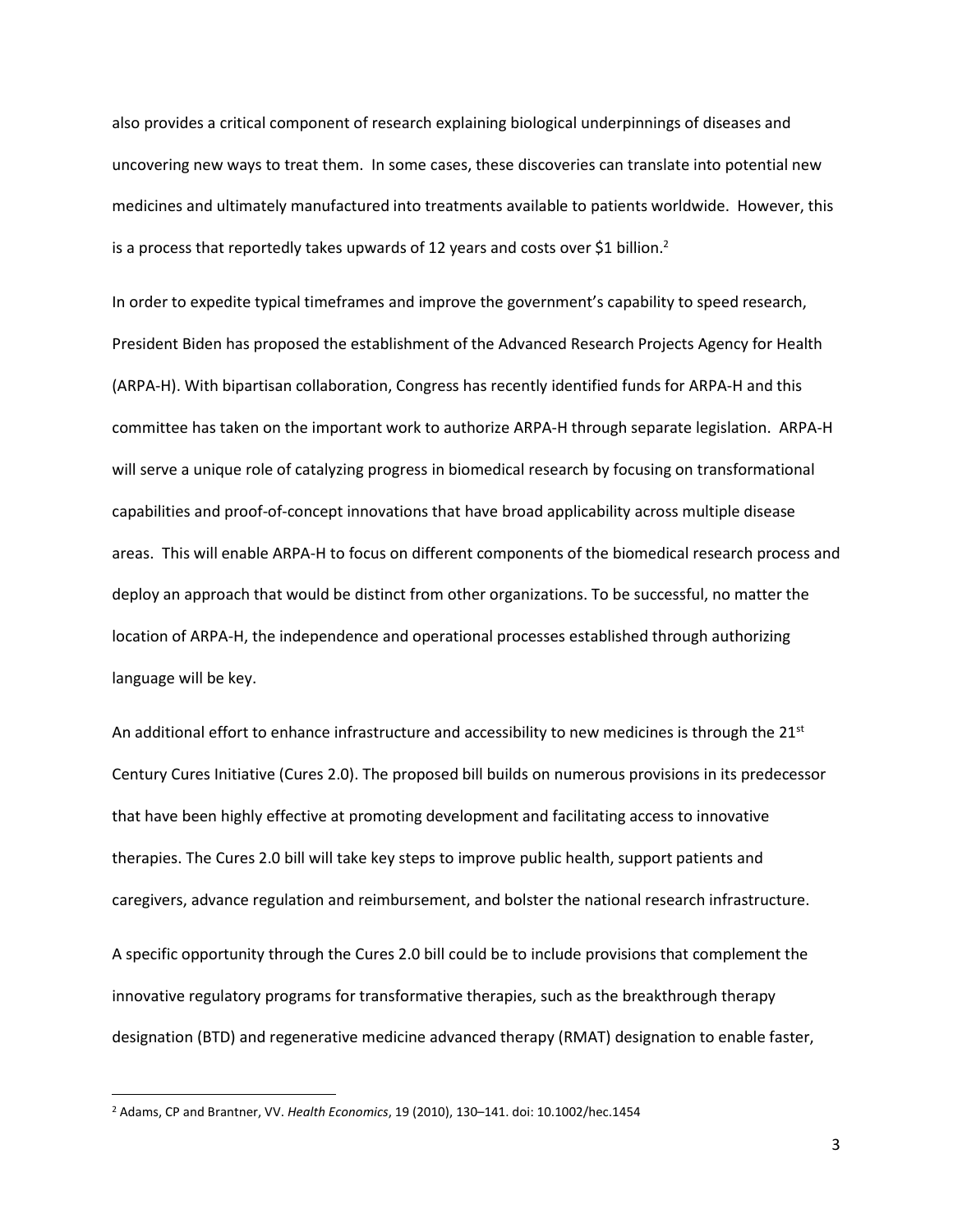also provides a critical component of research explaining biological underpinnings of diseases and uncovering new ways to treat them. In some cases, these discoveries can translate into potential new medicines and ultimately manufactured into treatments available to patients worldwide. However, this is a process that reportedly takes upwards of 12 years and costs over $1 billion.[2]

In order to expedite typical timeframes and improve the government's capability to speed research, President Biden has proposed the establishment of the Advanced Research Projects Agency for Health (ARPA-H). With bipartisan collaboration, Congress has recently identified funds for ARPA-H and this committee has taken on the important work to authorize ARPA-H through separate legislation. ARPA-H will serve a unique role of catalyzing progress in biomedical research by focusing on transformational capabilities and proof-of-concept innovations that have broad applicability across multiple disease areas. This will enable ARPA-H to focus on different components of the biomedical research process and deploy an approach that would be distinct from other organizations. To be successful, no matter the location of ARPA-H, the independence and operational processes established through authorizing language will be key.

An additional effort to enhance infrastructure and accessibility to new medicines is through the 21st Century Cures Initiative (Cures 2.0). The proposed bill builds on numerous provisions in its predecessor that have been highly effective at promoting development and facilitating access to innovative therapies. The Cures 2.0 bill will take key steps to improve public health, support patients and caregivers, advance regulation and reimbursement, and bolster the national research infrastructure.

A specific opportunity through the Cures 2.0 bill could be to include provisions that complement the innovative regulatory programs for transformative therapies, such as the breakthrough therapy designation (BTD) and regenerative medicine advanced therapy (RMAT) designation to enable faster,

---

[2] Adams, CP and Brantner, VV. *Health Economics*, 19 (2010), 130–141. doi: 10.1002/hec.1454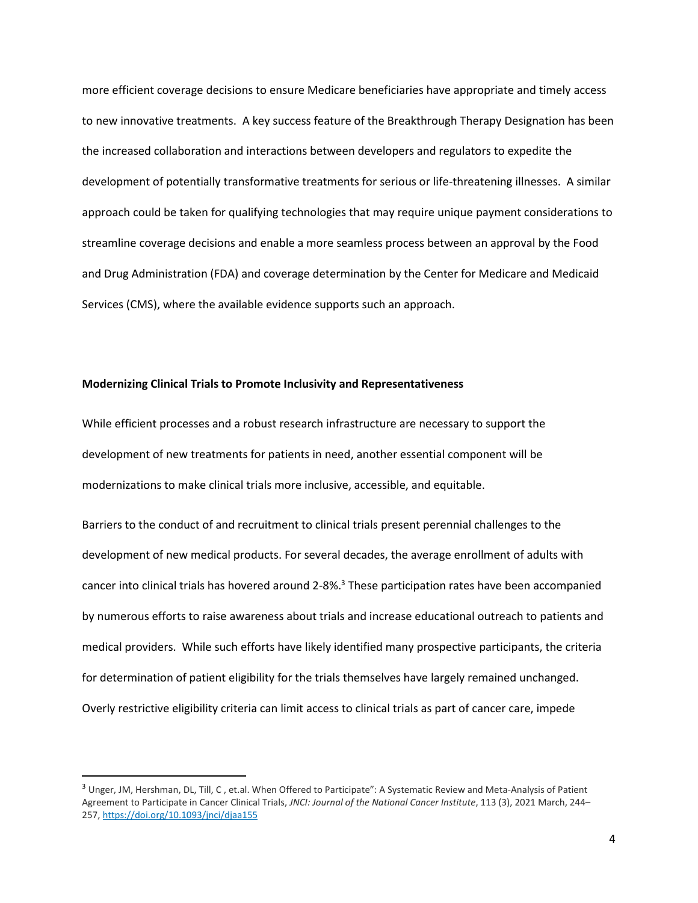more efficient coverage decisions to ensure Medicare beneficiaries have appropriate and timely access to new innovative treatments. A key success feature of the Breakthrough Therapy Designation has been the increased collaboration and interactions between developers and regulators to expedite the development of potentially transformative treatments for serious or life-threatening illnesses. A similar approach could be taken for qualifying technologies that may require unique payment considerations to streamline coverage decisions and enable a more seamless process between an approval by the Food and Drug Administration (FDA) and coverage determination by the Center for Medicare and Medicaid Services (CMS), where the available evidence supports such an approach.

**Modernizing Clinical Trials to Promote Inclusivity and Representativeness**

While efficient processes and a robust research infrastructure are necessary to support the development of new treatments for patients in need, another essential component will be modernizations to make clinical trials more inclusive, accessible, and equitable.

Barriers to the conduct of and recruitment to clinical trials present perennial challenges to the development of new medical products. For several decades, the average enrollment of adults with cancer into clinical trials has hovered around 2-8%.[3] These participation rates have been accompanied by numerous efforts to raise awareness about trials and increase educational outreach to patients and medical providers. While such efforts have likely identified many prospective participants, the criteria for determination of patient eligibility for the trials themselves have largely remained unchanged. Overly restrictive eligibility criteria can limit access to clinical trials as part of cancer care, impede

[3] Unger, JM, Hershman, DL, Till, C , et.al. When Offered to Participate": A Systematic Review and Meta-Analysis of Patient Agreement to Participate in Cancer Clinical Trials, *JNCI: Journal of the National Cancer Institute*, 113 (3), 2021 March, 244–257, https://doi.org/10.1093/jnci/djaa155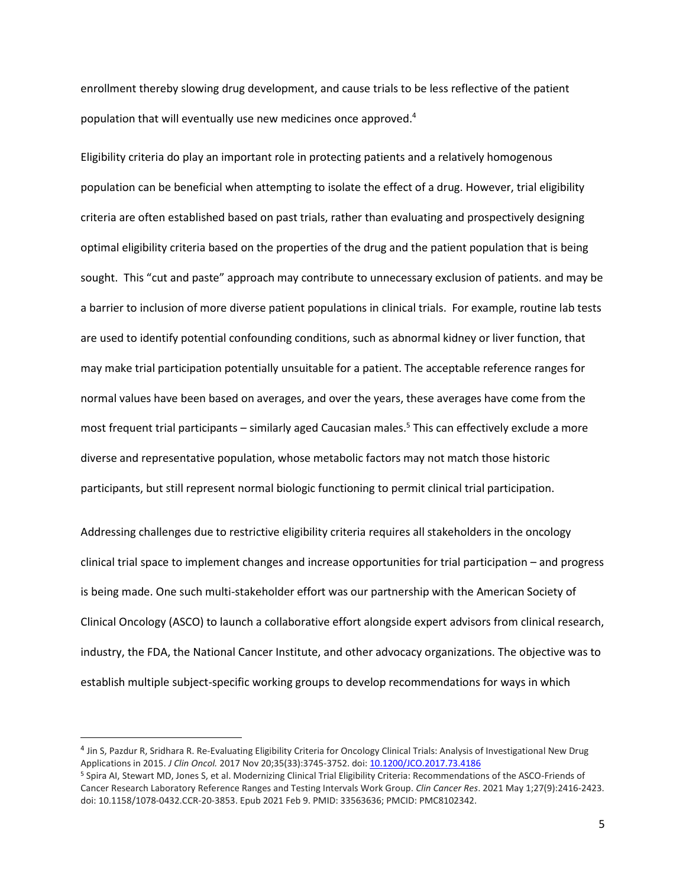enrollment thereby slowing drug development, and cause trials to be less reflective of the patient population that will eventually use new medicines once approved.[4]

Eligibility criteria do play an important role in protecting patients and a relatively homogenous population can be beneficial when attempting to isolate the effect of a drug. However, trial eligibility criteria are often established based on past trials, rather than evaluating and prospectively designing optimal eligibility criteria based on the properties of the drug and the patient population that is being sought. This "cut and paste" approach may contribute to unnecessary exclusion of patients. and may be a barrier to inclusion of more diverse patient populations in clinical trials. For example, routine lab tests are used to identify potential confounding conditions, such as abnormal kidney or liver function, that may make trial participation potentially unsuitable for a patient. The acceptable reference ranges for normal values have been based on averages, and over the years, these averages have come from the most frequent trial participants – similarly aged Caucasian males.[5] This can effectively exclude a more diverse and representative population, whose metabolic factors may not match those historic participants, but still represent normal biologic functioning to permit clinical trial participation.

Addressing challenges due to restrictive eligibility criteria requires all stakeholders in the oncology clinical trial space to implement changes and increase opportunities for trial participation – and progress is being made. One such multi-stakeholder effort was our partnership with the American Society of Clinical Oncology (ASCO) to launch a collaborative effort alongside expert advisors from clinical research, industry, the FDA, the National Cancer Institute, and other advocacy organizations. The objective was to establish multiple subject-specific working groups to develop recommendations for ways in which

---

[4] Jin S, Pazdur R, Sridhara R. Re-Evaluating Eligibility Criteria for Oncology Clinical Trials: Analysis of Investigational New Drug Applications in 2015. *J Clin Oncol.* 2017 Nov 20;35(33):3745-3752. doi: [10.1200/JCO.2017.73.4186](https://doi.org/10.1200/JCO.2017.73.4186)

[5] Spira AI, Stewart MD, Jones S, et al. Modernizing Clinical Trial Eligibility Criteria: Recommendations of the ASCO-Friends of Cancer Research Laboratory Reference Ranges and Testing Intervals Work Group. *Clin Cancer Res*. 2021 May 1;27(9):2416-2423. doi: 10.1158/1078-0432.CCR-20-3853. Epub 2021 Feb 9. PMID: 33563636; PMCID: PMC8102342.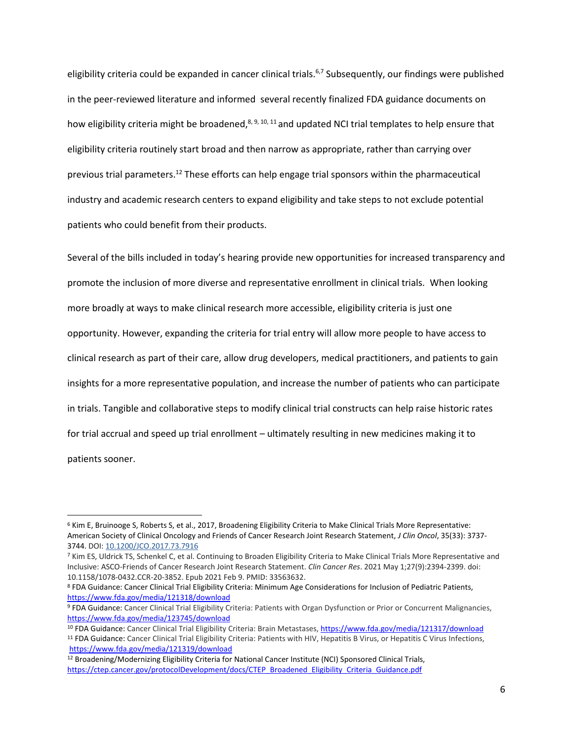eligibility criteria could be expanded in cancer clinical trials.[6,7] Subsequently, our findings were published in the peer-reviewed literature and informed several recently finalized FDA guidance documents on how eligibility criteria might be broadened,[8, 9, 10, 11] and updated NCI trial templates to help ensure that eligibility criteria routinely start broad and then narrow as appropriate, rather than carrying over previous trial parameters.[12] These efforts can help engage trial sponsors within the pharmaceutical industry and academic research centers to expand eligibility and take steps to not exclude potential patients who could benefit from their products.

Several of the bills included in today's hearing provide new opportunities for increased transparency and promote the inclusion of more diverse and representative enrollment in clinical trials. When looking more broadly at ways to make clinical research more accessible, eligibility criteria is just one opportunity. However, expanding the criteria for trial entry will allow more people to have access to clinical research as part of their care, allow drug developers, medical practitioners, and patients to gain insights for a more representative population, and increase the number of patients who can participate in trials. Tangible and collaborative steps to modify clinical trial constructs can help raise historic rates for trial accrual and speed up trial enrollment – ultimately resulting in new medicines making it to patients sooner.

---

[6] Kim E, Bruinooge S, Roberts S, et al., 2017, Broadening Eligibility Criteria to Make Clinical Trials More Representative: American Society of Clinical Oncology and Friends of Cancer Research Joint Research Statement, *J Clin Oncol*, 35(33): 3737-3744. DOI: [10.1200/JCO.2017.73.7916](https://doi.org/10.1200/JCO.2017.73.7916)

[7] Kim ES, Uldrick TS, Schenkel C, et al. Continuing to Broaden Eligibility Criteria to Make Clinical Trials More Representative and Inclusive: ASCO-Friends of Cancer Research Joint Research Statement. *Clin Cancer Res*. 2021 May 1;27(9):2394-2399. doi: 10.1158/1078-0432.CCR-20-3852. Epub 2021 Feb 9. PMID: 33563632.

[8] FDA Guidance: Cancer Clinical Trial Eligibility Criteria: Minimum Age Considerations for Inclusion of Pediatric Patients, https://www.fda.gov/media/121318/download

[9] FDA Guidance: Cancer Clinical Trial Eligibility Criteria: Patients with Organ Dysfunction or Prior or Concurrent Malignancies, https://www.fda.gov/media/123745/download

[10] FDA Guidance: Cancer Clinical Trial Eligibility Criteria: Brain Metastases, https://www.fda.gov/media/121317/download

[11] FDA Guidance: Cancer Clinical Trial Eligibility Criteria: Patients with HIV, Hepatitis B Virus, or Hepatitis C Virus Infections, https://www.fda.gov/media/121319/download

[12] Broadening/Modernizing Eligibility Criteria for National Cancer Institute (NCI) Sponsored Clinical Trials, https://ctep.cancer.gov/protocolDevelopment/docs/CTEP_Broadened_Eligibility_Criteria_Guidance.pdf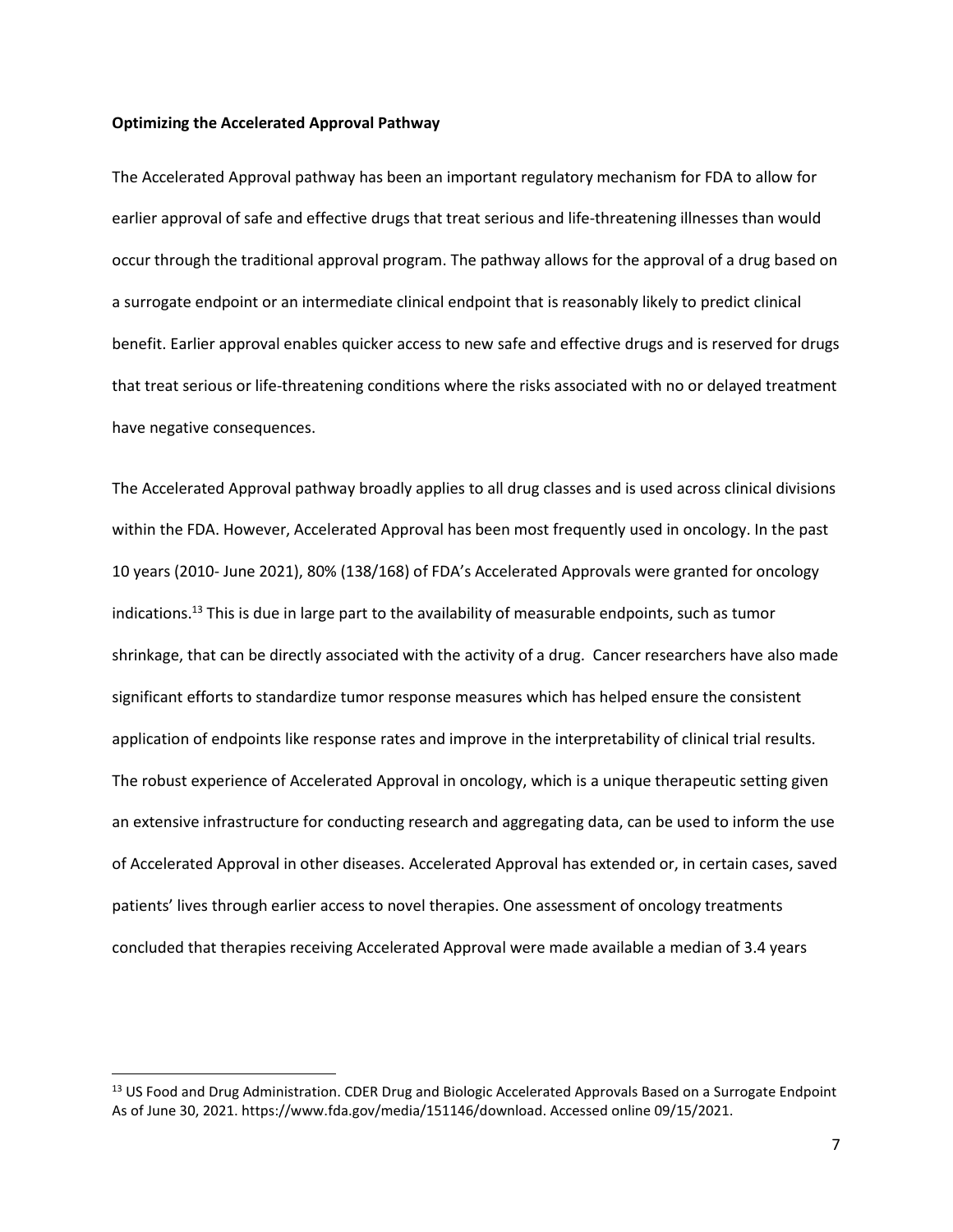**Optimizing the Accelerated Approval Pathway**

The Accelerated Approval pathway has been an important regulatory mechanism for FDA to allow for earlier approval of safe and effective drugs that treat serious and life-threatening illnesses than would occur through the traditional approval program. The pathway allows for the approval of a drug based on a surrogate endpoint or an intermediate clinical endpoint that is reasonably likely to predict clinical benefit. Earlier approval enables quicker access to new safe and effective drugs and is reserved for drugs that treat serious or life-threatening conditions where the risks associated with no or delayed treatment have negative consequences.

The Accelerated Approval pathway broadly applies to all drug classes and is used across clinical divisions within the FDA. However, Accelerated Approval has been most frequently used in oncology. In the past 10 years (2010- June 2021), 80% (138/168) of FDA's Accelerated Approvals were granted for oncology indications.[13] This is due in large part to the availability of measurable endpoints, such as tumor shrinkage, that can be directly associated with the activity of a drug. Cancer researchers have also made significant efforts to standardize tumor response measures which has helped ensure the consistent application of endpoints like response rates and improve in the interpretability of clinical trial results. The robust experience of Accelerated Approval in oncology, which is a unique therapeutic setting given an extensive infrastructure for conducting research and aggregating data, can be used to inform the use of Accelerated Approval in other diseases. Accelerated Approval has extended or, in certain cases, saved patients' lives through earlier access to novel therapies. One assessment of oncology treatments concluded that therapies receiving Accelerated Approval were made available a median of 3.4 years

---

[13] US Food and Drug Administration. CDER Drug and Biologic Accelerated Approvals Based on a Surrogate Endpoint As of June 30, 2021. https://www.fda.gov/media/151146/download. Accessed online 09/15/2021.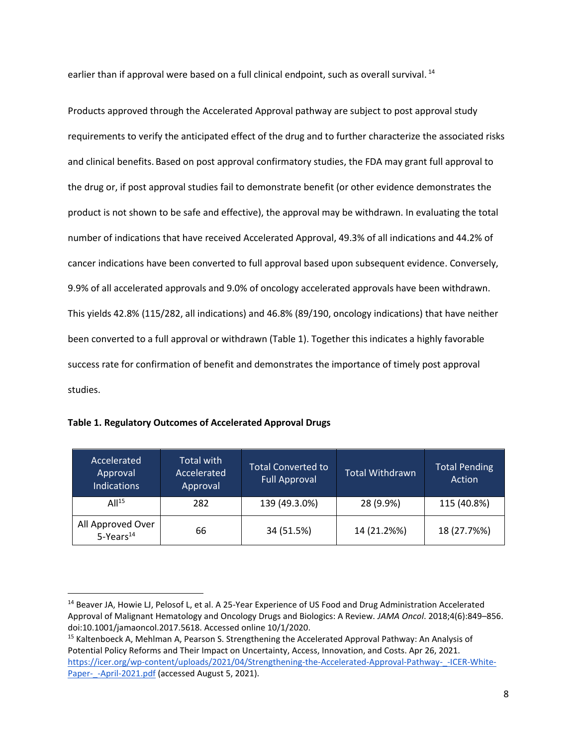earlier than if approval were based on a full clinical endpoint, such as overall survival. [14]

Products approved through the Accelerated Approval pathway are subject to post approval study requirements to verify the anticipated effect of the drug and to further characterize the associated risks and clinical benefits. Based on post approval confirmatory studies, the FDA may grant full approval to the drug or, if post approval studies fail to demonstrate benefit (or other evidence demonstrates the product is not shown to be safe and effective), the approval may be withdrawn. In evaluating the total number of indications that have received Accelerated Approval, 49.3% of all indications and 44.2% of cancer indications have been converted to full approval based upon subsequent evidence. Conversely, 9.9% of all accelerated approvals and 9.0% of oncology accelerated approvals have been withdrawn. This yields 42.8% (115/282, all indications) and 46.8% (89/190, oncology indications) that have neither been converted to a full approval or withdrawn (Table 1). Together this indicates a highly favorable success rate for confirmation of benefit and demonstrates the importance of timely post approval studies.

**Table 1. Regulatory Outcomes of Accelerated Approval Drugs**

| Accelerated Approval Indications | Total with Accelerated Approval | Total Converted to Full Approval | Total Withdrawn | Total Pending Action |
|---|---|---|---|---|
| All[15] | 282 | 139 (49.3.0%) | 28 (9.9%) | 115 (40.8%) |
| All Approved Over 5-Years[14] | 66 | 34 (51.5%) | 14 (21.2%%) | 18 (27.7%%) |

[14] Beaver JA, Howie LJ, Pelosof L, et al. A 25-Year Experience of US Food and Drug Administration Accelerated Approval of Malignant Hematology and Oncology Drugs and Biologics: A Review. *JAMA Oncol*. 2018;4(6):849–856. doi:10.1001/jamaoncol.2017.5618. Accessed online 10/1/2020.

[15] Kaltenboeck A, Mehlman A, Pearson S. Strengthening the Accelerated Approval Pathway: An Analysis of Potential Policy Reforms and Their Impact on Uncertainty, Access, Innovation, and Costs. Apr 26, 2021. https://icer.org/wp-content/uploads/2021/04/Strengthening-the-Accelerated-Approval-Pathway-_-ICER-White-Paper-_-April-2021.pdf (accessed August 5, 2021).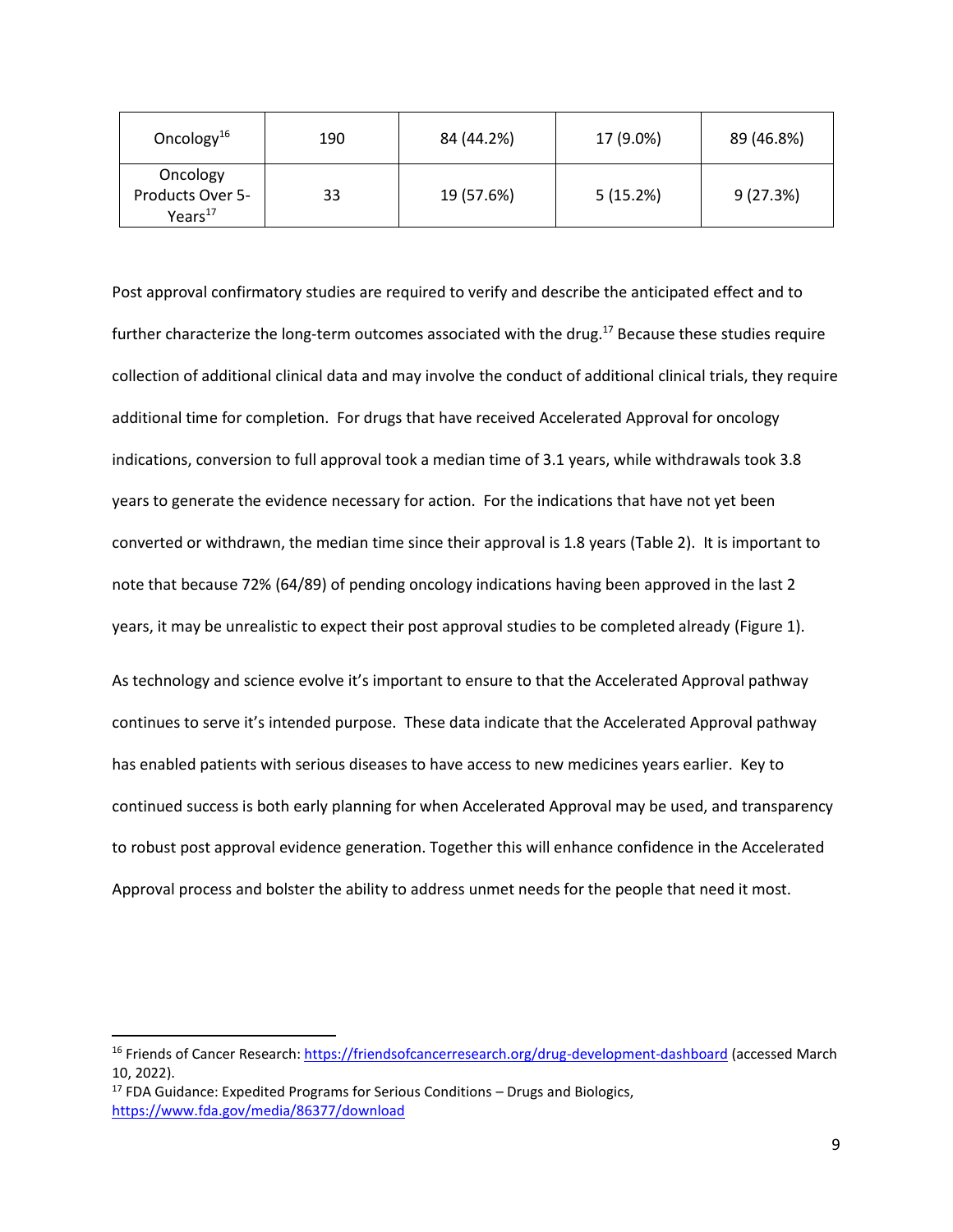| | | | | |
|---|---|---|---|---|
| Oncology[16] | 190 | 84 (44.2%) | 17 (9.0%) | 89 (46.8%) |
| Oncology Products Over 5-Years[17] | 33 | 19 (57.6%) | 5 (15.2%) | 9 (27.3%) |

Post approval confirmatory studies are required to verify and describe the anticipated effect and to further characterize the long-term outcomes associated with the drug.[17] Because these studies require collection of additional clinical data and may involve the conduct of additional clinical trials, they require additional time for completion. For drugs that have received Accelerated Approval for oncology indications, conversion to full approval took a median time of 3.1 years, while withdrawals took 3.8 years to generate the evidence necessary for action. For the indications that have not yet been converted or withdrawn, the median time since their approval is 1.8 years (Table 2). It is important to note that because 72% (64/89) of pending oncology indications having been approved in the last 2 years, it may be unrealistic to expect their post approval studies to be completed already (Figure 1).

As technology and science evolve it's important to ensure to that the Accelerated Approval pathway continues to serve it's intended purpose. These data indicate that the Accelerated Approval pathway has enabled patients with serious diseases to have access to new medicines years earlier. Key to continued success is both early planning for when Accelerated Approval may be used, and transparency to robust post approval evidence generation. Together this will enhance confidence in the Accelerated Approval process and bolster the ability to address unmet needs for the people that need it most.

---

[16] Friends of Cancer Research: https://friendsofcancerresearch.org/drug-development-dashboard (accessed March 10, 2022).

[17] FDA Guidance: Expedited Programs for Serious Conditions – Drugs and Biologics, https://www.fda.gov/media/86377/download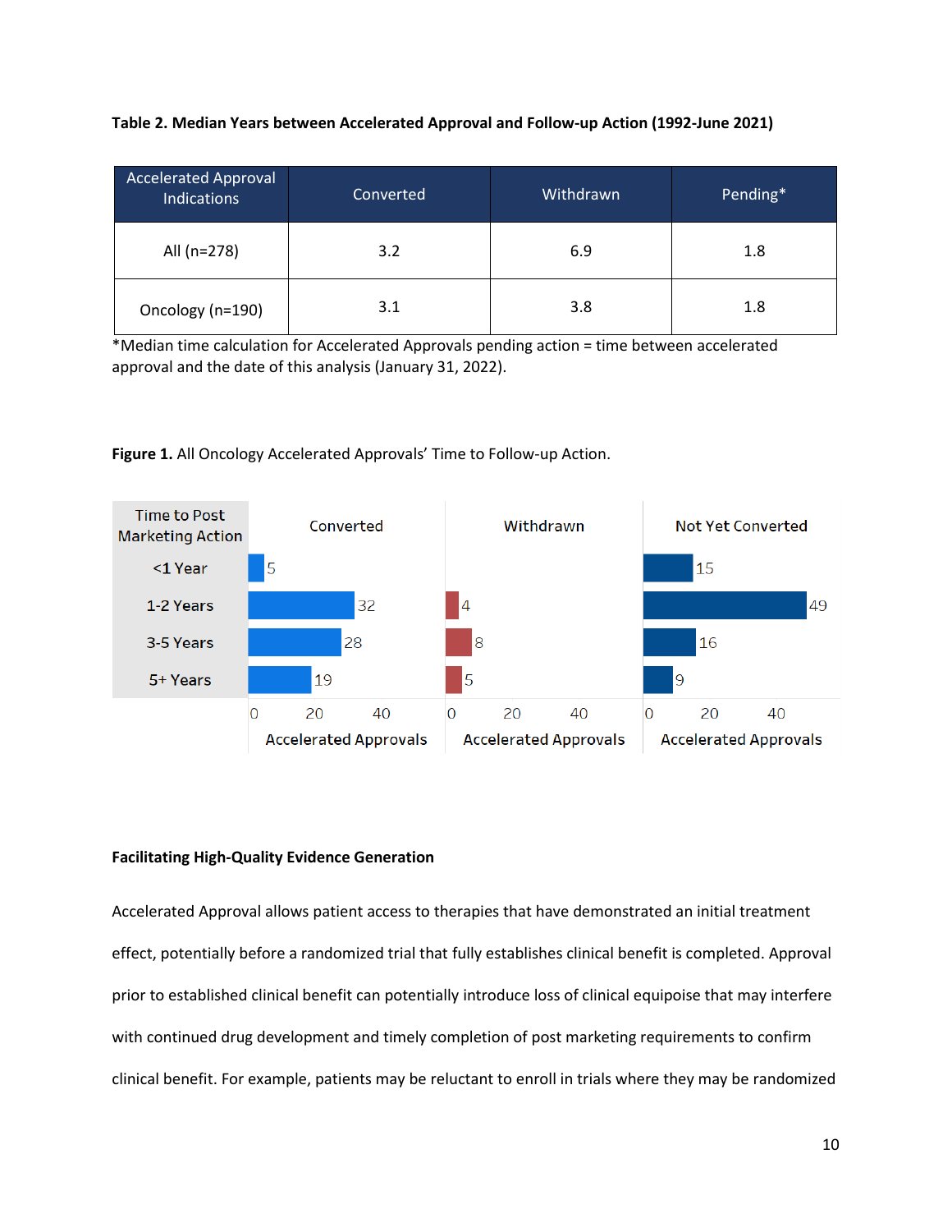**Table 2. Median Years between Accelerated Approval and Follow-up Action (1992-June 2021)**

| Accelerated Approval Indications | Converted | Withdrawn | Pending* |
|---|---|---|---|
| All (n=278) | 3.2 | 6.9 | 1.8 |
| Oncology (n=190) | 3.1 | 3.8 | 1.8 |

*Median time calculation for Accelerated Approvals pending action = time between accelerated approval and the date of this analysis (January 31, 2022).

**Figure 1.** All Oncology Accelerated Approvals' Time to Follow-up Action.

| Time to Post Marketing Action | Converted | Withdrawn | Not Yet Converted |
|---|---|---|---|
| <1 Year | 5 | | 15 |
| 1-2 Years | 32 | 4 | 49 |
| 3-5 Years | 28 | 8 | 16 |
| 5+ Years | 19 | 5 | 9 |

Accelerated Approvals

**Facilitating High-Quality Evidence Generation**

Accelerated Approval allows patient access to therapies that have demonstrated an initial treatment effect, potentially before a randomized trial that fully establishes clinical benefit is completed. Approval prior to established clinical benefit can potentially introduce loss of clinical equipoise that may interfere with continued drug development and timely completion of post marketing requirements to confirm clinical benefit. For example, patients may be reluctant to enroll in trials where they may be randomized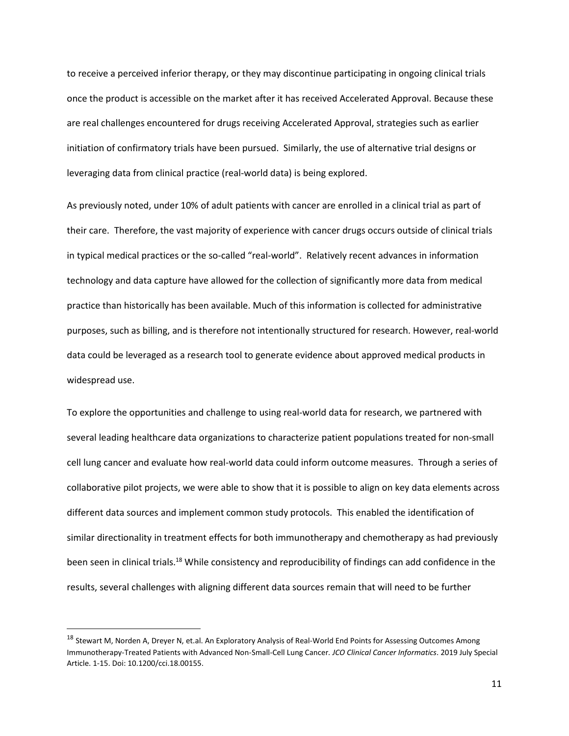to receive a perceived inferior therapy, or they may discontinue participating in ongoing clinical trials once the product is accessible on the market after it has received Accelerated Approval. Because these are real challenges encountered for drugs receiving Accelerated Approval, strategies such as earlier initiation of confirmatory trials have been pursued. Similarly, the use of alternative trial designs or leveraging data from clinical practice (real-world data) is being explored.

As previously noted, under 10% of adult patients with cancer are enrolled in a clinical trial as part of their care. Therefore, the vast majority of experience with cancer drugs occurs outside of clinical trials in typical medical practices or the so-called "real-world". Relatively recent advances in information technology and data capture have allowed for the collection of significantly more data from medical practice than historically has been available. Much of this information is collected for administrative purposes, such as billing, and is therefore not intentionally structured for research. However, real-world data could be leveraged as a research tool to generate evidence about approved medical products in widespread use.

To explore the opportunities and challenge to using real-world data for research, we partnered with several leading healthcare data organizations to characterize patient populations treated for non-small cell lung cancer and evaluate how real-world data could inform outcome measures. Through a series of collaborative pilot projects, we were able to show that it is possible to align on key data elements across different data sources and implement common study protocols. This enabled the identification of similar directionality in treatment effects for both immunotherapy and chemotherapy as had previously been seen in clinical trials.[18] While consistency and reproducibility of findings can add confidence in the results, several challenges with aligning different data sources remain that will need to be further

[18] Stewart M, Norden A, Dreyer N, et.al. An Exploratory Analysis of Real-World End Points for Assessing Outcomes Among Immunotherapy-Treated Patients with Advanced Non-Small-Cell Lung Cancer. *JCO Clinical Cancer Informatics*. 2019 July Special Article. 1-15. Doi: 10.1200/cci.18.00155.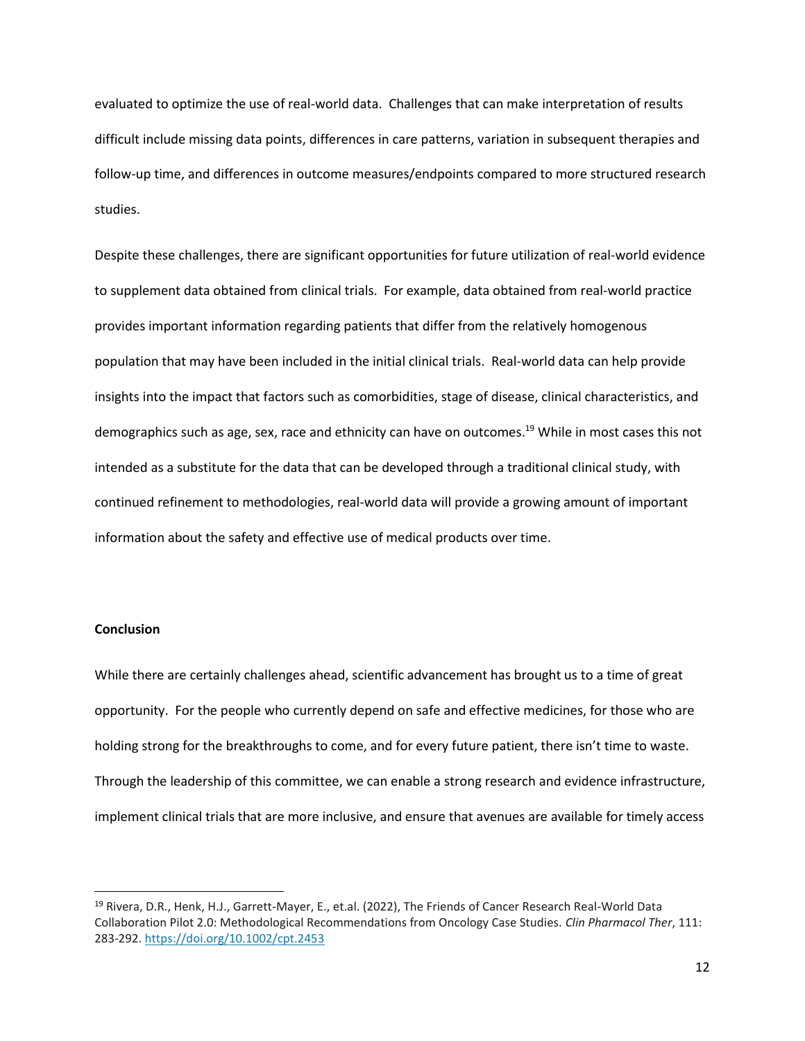evaluated to optimize the use of real-world data. Challenges that can make interpretation of results difficult include missing data points, differences in care patterns, variation in subsequent therapies and follow-up time, and differences in outcome measures/endpoints compared to more structured research studies.

Despite these challenges, there are significant opportunities for future utilization of real-world evidence to supplement data obtained from clinical trials. For example, data obtained from real-world practice provides important information regarding patients that differ from the relatively homogenous population that may have been included in the initial clinical trials. Real-world data can help provide insights into the impact that factors such as comorbidities, stage of disease, clinical characteristics, and demographics such as age, sex, race and ethnicity can have on outcomes.[19] While in most cases this not intended as a substitute for the data that can be developed through a traditional clinical study, with continued refinement to methodologies, real-world data will provide a growing amount of important information about the safety and effective use of medical products over time.

**Conclusion**

While there are certainly challenges ahead, scientific advancement has brought us to a time of great opportunity. For the people who currently depend on safe and effective medicines, for those who are holding strong for the breakthroughs to come, and for every future patient, there isn't time to waste. Through the leadership of this committee, we can enable a strong research and evidence infrastructure, implement clinical trials that are more inclusive, and ensure that avenues are available for timely access

---

[19] Rivera, D.R., Henk, H.J., Garrett-Mayer, E., et.al. (2022), The Friends of Cancer Research Real-World Data Collaboration Pilot 2.0: Methodological Recommendations from Oncology Case Studies. *Clin Pharmacol Ther*, 111: 283-292. https://doi.org/10.1002/cpt.2453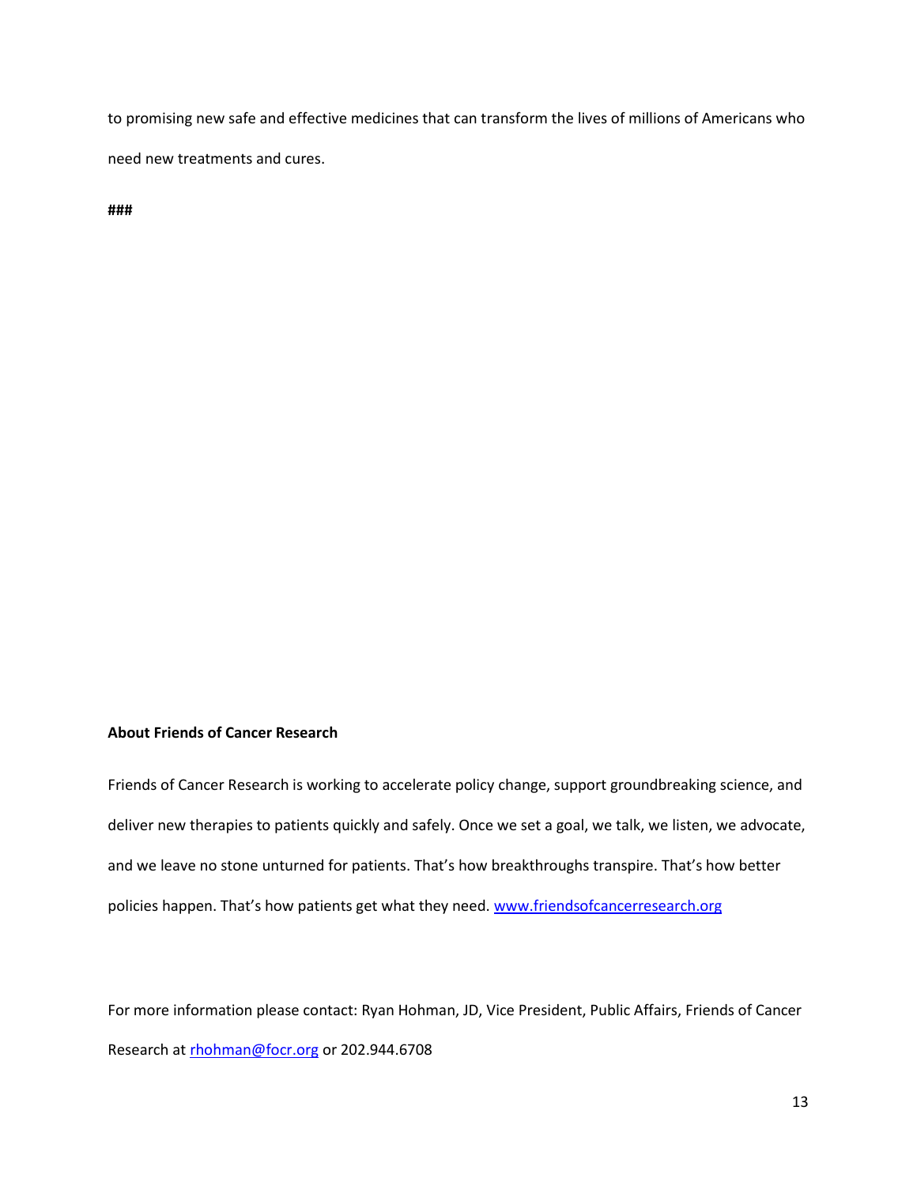to promising new safe and effective medicines that can transform the lives of millions of Americans who need new treatments and cures.

**###**

**About Friends of Cancer Research**

Friends of Cancer Research is working to accelerate policy change, support groundbreaking science, and deliver new therapies to patients quickly and safely. Once we set a goal, we talk, we listen, we advocate, and we leave no stone unturned for patients. That's how breakthroughs transpire. That's how better policies happen. That's how patients get what they need. [www.friendsofcancerresearch.org](http://www.friendsofcancerresearch.org)

For more information please contact: Ryan Hohman, JD, Vice President, Public Affairs, Friends of Cancer Research at [rhohman@focr.org](mailto:rhohman@focr.org) or 202.944.6708